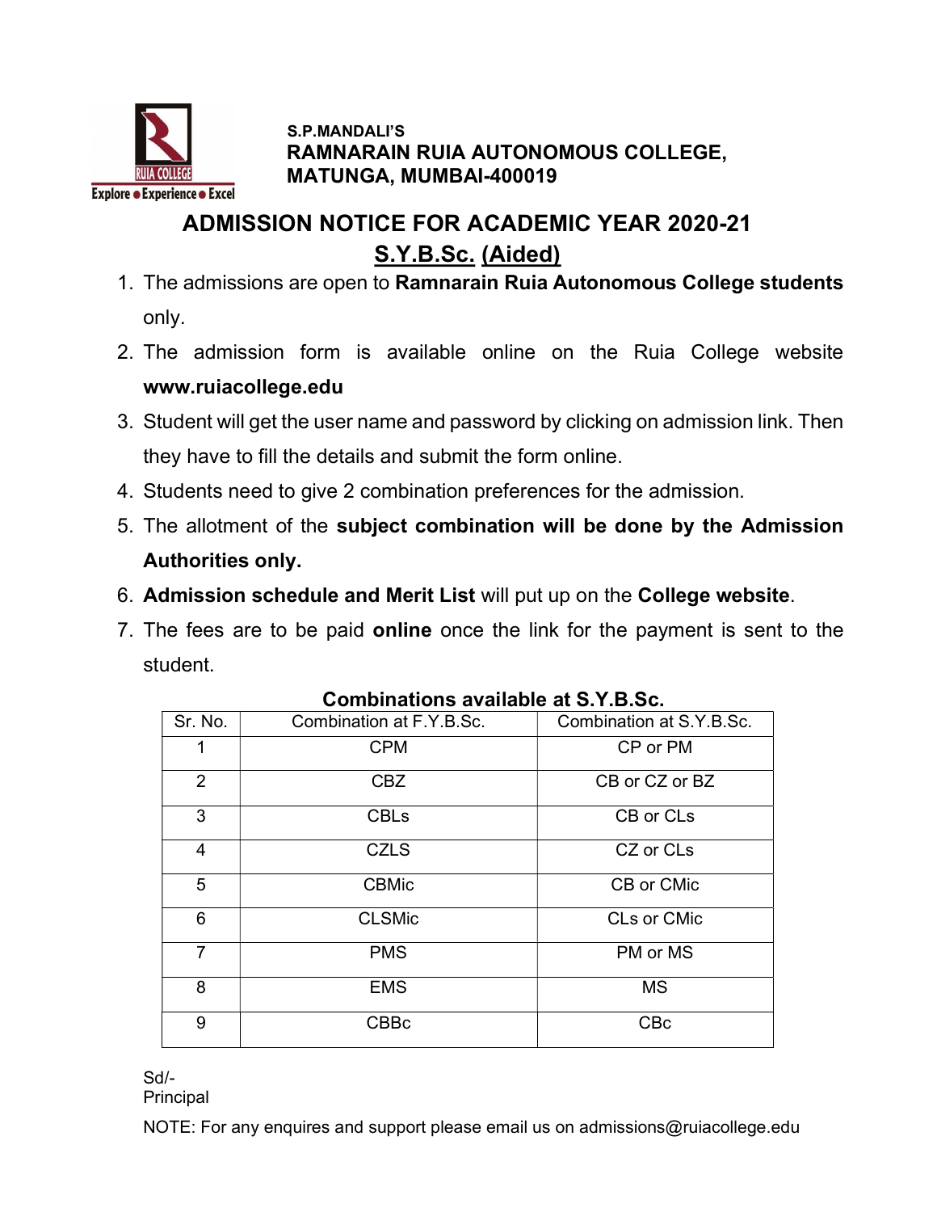S.P.MANDALI'S

**RAMNARAIN RUIA AUTONOMOUS COLLEGE, MATUNGA, MUMBAI-400019**

# ADMISSION NOTICE FOR ACADEMIC YEAR 2020-21

## S.Y.B.Sc. (Aided)

1. The admissions are open to **Ramnarain Ruia Autonomous College students** only.
2. The admission form is available online on the Ruia College website **www.ruiacollege.edu**
3. Student will get the user name and password by clicking on admission link. Then they have to fill the details and submit the form online.
4. Students need to give 2 combination preferences for the admission.
5. The allotment of the **subject combination will be done by the Admission Authorities only.**
6. **Admission schedule and Merit List** will put up on the **College website**.
7. The fees are to be paid **online** once the link for the payment is sent to the student.

**Combinations available at S.Y.B.Sc.**

| Sr. No. | Combination at F.Y.B.Sc. | Combination at S.Y.B.Sc. |
|---|---|---|
| 1 | CPM | CP or PM |
| 2 | CBZ | CB or CZ or BZ |
| 3 | CBLs | CB or CLs |
| 4 | CZLS | CZ or CLs |
| 5 | CBMic | CB or CMic |
| 6 | CLSMic | CLs or CMic |
| 7 | PMS | PM or MS |
| 8 | EMS | MS |
| 9 | CBBc | CBc |

Sd/-
Principal

NOTE: For any enquires and support please email us on admissions@ruiacollege.edu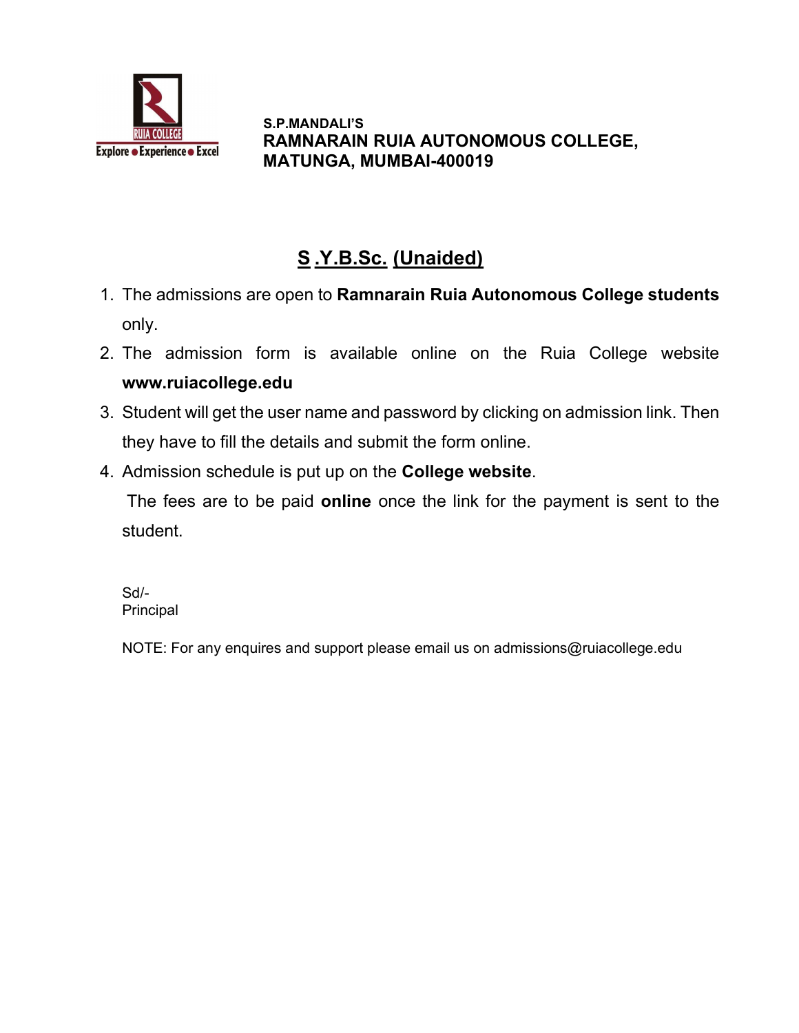S.P.MANDALI'S
**RAMNARAIN RUIA AUTONOMOUS COLLEGE,**
**MATUNGA, MUMBAI-400019**

## S .Y.B.Sc. (Unaided)

1. The admissions are open to **Ramnarain Ruia Autonomous College students** only.
2. The admission form is available online on the Ruia College website **www.ruiacollege.edu**
3. Student will get the user name and password by clicking on admission link. Then they have to fill the details and submit the form online.
4. Admission schedule is put up on the **College website**.

   The fees are to be paid **online** once the link for the payment is sent to the student.

Sd/-
Principal

NOTE: For any enquires and support please email us on admissions@ruiacollege.edu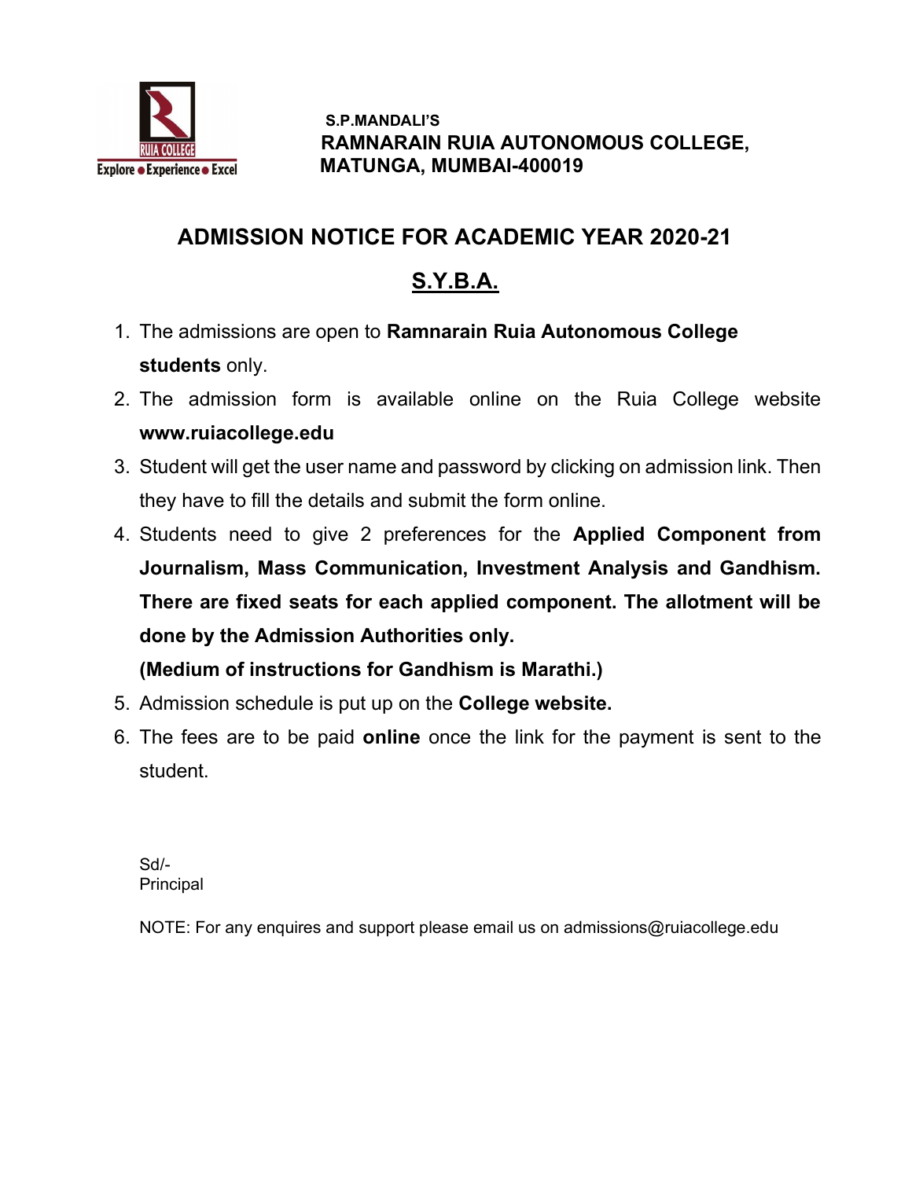S.P.MANDALI'S
**RAMNARAIN RUIA AUTONOMOUS COLLEGE,**
**MATUNGA, MUMBAI-400019**

# ADMISSION NOTICE FOR ACADEMIC YEAR 2020-21

## S.Y.B.A.

1. The admissions are open to **Ramnarain Ruia Autonomous College students** only.
2. The admission form is available online on the Ruia College website **www.ruiacollege.edu**
3. Student will get the user name and password by clicking on admission link. Then they have to fill the details and submit the form online.
4. Students need to give 2 preferences for the **Applied Component from Journalism, Mass Communication, Investment Analysis and Gandhism. There are fixed seats for each applied component. The allotment will be done by the Admission Authorities only.**
   **(Medium of instructions for Gandhism is Marathi.)**
5. Admission schedule is put up on the **College website.**
6. The fees are to be paid **online** once the link for the payment is sent to the student.

Sd/-
Principal

NOTE: For any enquires and support please email us on admissions@ruiacollege.edu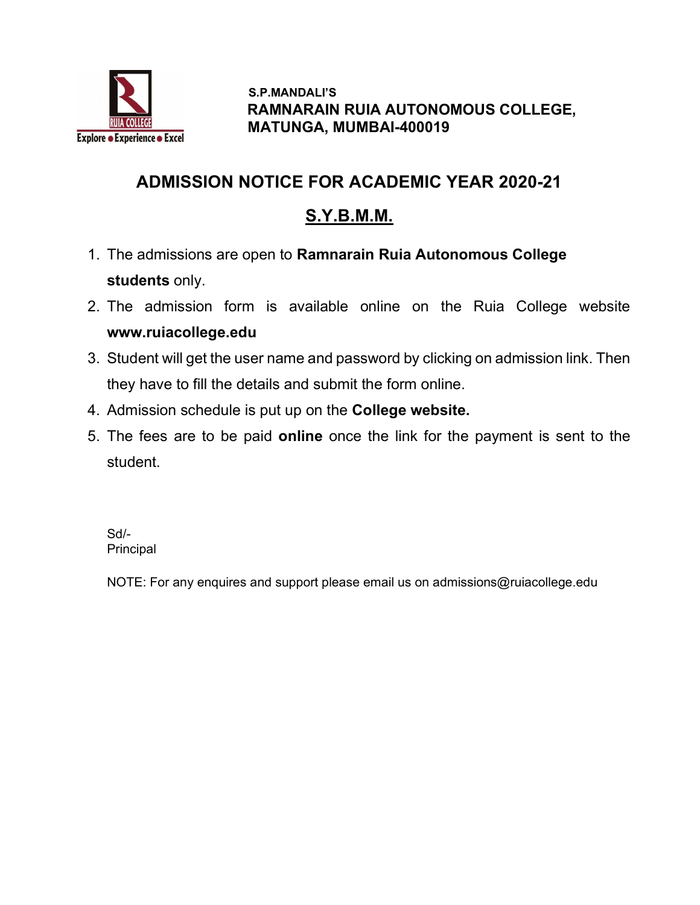S.P.MANDALI'S
**RAMNARAIN RUIA AUTONOMOUS COLLEGE,**
**MATUNGA, MUMBAI-400019**

# ADMISSION NOTICE FOR ACADEMIC YEAR 2020-21

## S.Y.B.M.M.

1. The admissions are open to **Ramnarain Ruia Autonomous College students** only.
2. The admission form is available online on the Ruia College website **www.ruiacollege.edu**
3. Student will get the user name and password by clicking on admission link. Then they have to fill the details and submit the form online.
4. Admission schedule is put up on the **College website.**
5. The fees are to be paid **online** once the link for the payment is sent to the student.

Sd/-
Principal

NOTE: For any enquires and support please email us on admissions@ruiacollege.edu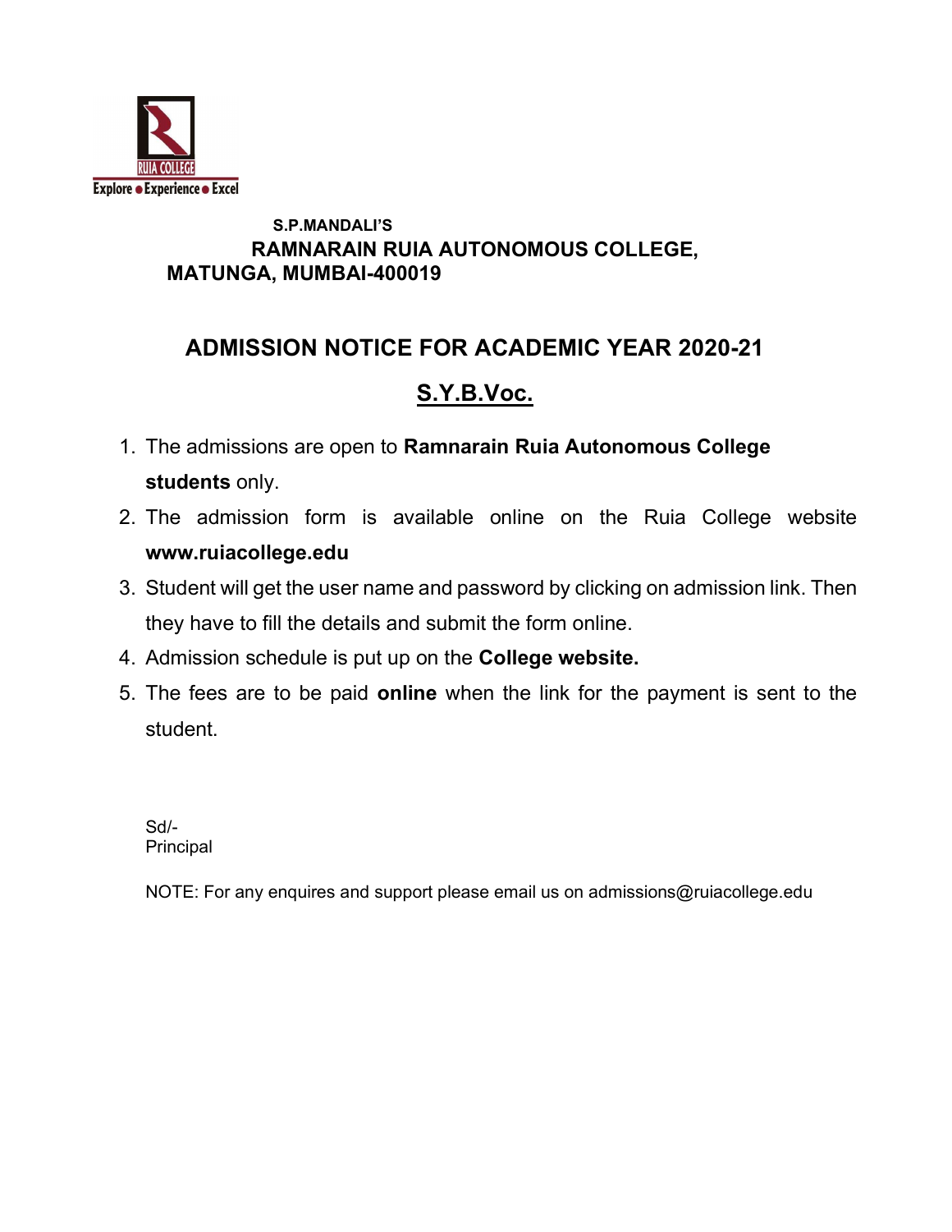**S.P.MANDALI'S**

**RAMNARAIN RUIA AUTONOMOUS COLLEGE,**
**MATUNGA, MUMBAI-400019**

# ADMISSION NOTICE FOR ACADEMIC YEAR 2020-21

## S.Y.B.Voc.

1. The admissions are open to **Ramnarain Ruia Autonomous College students** only.
2. The admission form is available online on the Ruia College website **www.ruiacollege.edu**
3. Student will get the user name and password by clicking on admission link. Then they have to fill the details and submit the form online.
4. Admission schedule is put up on the **College website.**
5. The fees are to be paid **online** when the link for the payment is sent to the student.

Sd/-
Principal

NOTE: For any enquires and support please email us on admissions@ruiacollege.edu